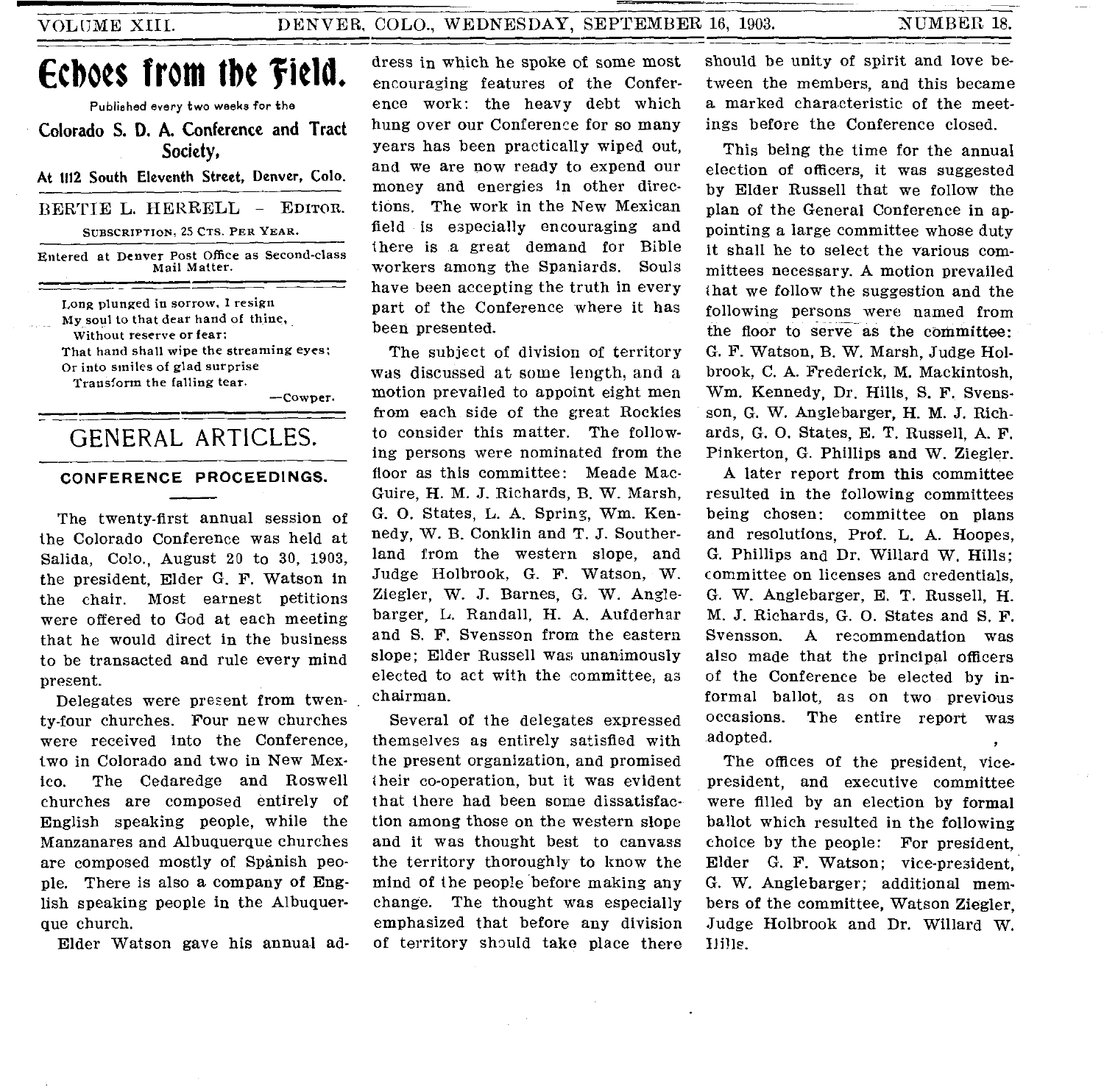# Echoes from the Field.

Published every two weeks for the

**Colorado S. D. A. Conference and Tract Society,**

**At 1112 South Eleventh Street, Denver, Colo.**

BERTIE L. HERRELL — EDITOR.

SUBSCRIPTION, 25 CTS. PER YEAR.

Entered at Denver Post Office as Second-class Mail Matter.

> Long plunged in sorrow, I resign
> My soul to that dear hand of thine,
> Without reserve or fear;
> That hand shall wipe the streaming eyes;
> Or into smiles of glad surprise
> Transform the falling tear.
>
> —Cowper.

## GENERAL ARTICLES.

### CONFERENCE PROCEEDINGS.

The twenty-first annual session of the Colorado Conference was held at Salida, Colo., August 20 to 30, 1903, the president, Elder G. F. Watson in the chair. Most earnest petitions were offered to God at each meeting that he would direct in the business to be transacted and rule every mind present.

Delegates were present from twenty-four churches. Four new churches were received into the Conference, two in Colorado and two in New Mexico. The Cedaredge and Roswell churches are composed entirely of English speaking people, while the Manzanares and Albuquerque churches are composed mostly of Spànish people. There is also a company of English speaking people in the Albuquerque church.

Elder Watson gave his annual address in which he spoke of some most encouraging features of the Conference work: the heavy debt which hung over our Conference for so many years has been practically wiped out, and we are now ready to expend our money and energies in other directions. The work in the New Mexican field is especially encouraging and there is a great demand for Bible workers among the Spaniards. Souls have been accepting the truth in every part of the Conference where it has been presented.

The subject of division of territory was discussed at some length, and a motion prevailed to appoint eight men from each side of the great Rockies to consider this matter. The following persons were nominated from the floor as this committee: Meade MacGuire, H. M. J. Richards, B. W. Marsh, G. O. States, L. A. Spring, Wm. Kennedy, W. B. Conklin and T. J. Southerland from the western slope, and Judge Holbrook, G. F. Watson, W. Ziegler, W. J. Barnes, G. W. Anglebarger, L. Randall, H. A. Aufderhar and S. F. Svensson from the eastern slope; Elder Russell was unanimously elected to act with the committee, as chairman.

Several of the delegates expressed themselves as entirely satisfied with the present organization, and promised their co-operation, but it was evident that there had been some dissatisfaction among those on the western slope and it was thought best to canvass the territory thoroughly to know the mind of the people before making any change. The thought was especially emphasized that before any division of territory should take place there should be unity of spirit and love between the members, and this became a marked characteristic of the meetings before the Conference closed.

This being the time for the annual election of officers, it was suggested by Elder Russell that we follow the plan of the General Conference in appointing a large committee whose duty it shall he to select the various committees necessary. A motion prevailed that we follow the suggestion and the following persons were named from the floor to serve as the committee: G. F. Watson, B. W. Marsh, Judge Holbrook, C. A. Frederick, M. Mackintosh, Wm. Kennedy, Dr. Hills, S. F. Svensson, G. W. Anglebarger, H. M. J. Richards, G. O. States, E. T. Russell, A. F. Pinkerton, G. Phillips and W. Ziegler.

A later report from this committee resulted in the following committees being chosen: committee on plans and resolutions, Prof. L. A. Hoopes, G. Phillips and Dr. Willard W. Hills; committee on licenses and credentials, G. W. Anglebarger, E. T. Russell, H. M. J. Richards, G. O. States and S. F. Svensson. A recommendation was also made that the principal officers of the Conference be elected by informal ballot, as on two previous occasions. The entire report was adopted.

The offices of the president, vice-president, and executive committee were filled by an election by formal ballot which resulted in the following choice by the people: For president, Elder G. F. Watson; vice-president, G. W. Anglebarger; additional members of the committee, Watson Ziegler, Judge Holbrook and Dr. Willard W. Hills.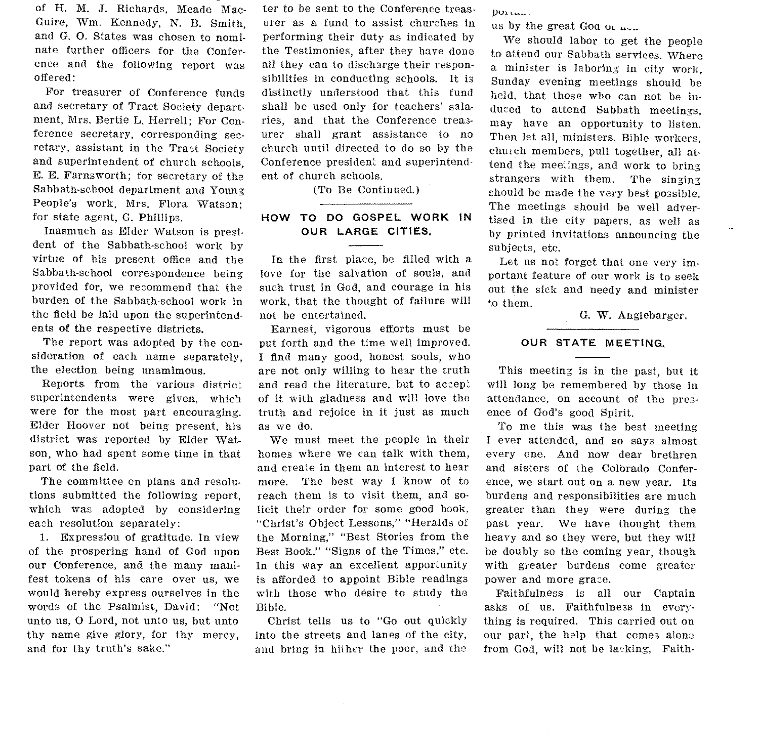of H. M. J. Richards, Meade MacGuire, Wm. Kennedy, N. B. Smith, and G. O. States was chosen to nominate further officers for the Conference and the following report was offered:

For treasurer of Conference funds and secretary of Tract Society department, Mrs. Bertie L. Herrell; For Conference secretary, corresponding secretary, assistant in the Tract Society and superintendent of church schools, E. E. Farnsworth; for secretary of the Sabbath-school department and Young People's work, Mrs. Flora Watson; for state agent, G. Phillips.

Inasmuch as Elder Watson is president of the Sabbath-school work by virtue of his present office and the Sabbath-school correspondence being provided for, we recommend that the burden of the Sabbath-school work in the field be laid upon the superintendents of the respective districts.

The report was adopted by the consideration of each name separately, the election being unamimous.

Reports from the various district superintendents were given, which were for the most part encouraging. Elder Hoover not being present, his district was reported by Elder Watson, who had spent some time in that part of the field.

The committee on plans and resolutions submitted the following report, which was adopted by considering each resolution separately:

1. Expression of gratitude. In view of the prospering hand of God upon our Conference, and the many manifest tokens of his care over us, we would hereby express ourselves in the words of the Psalmist, David: "Not unto us, O Lord, not unto us, but unto thy name give glory, for thy mercy, and for thy truth's sake."

ter to be sent to the Conference treasurer as a fund to assist churches in performing their duty as indicated by the Testimonies, after they have done all they can to discharge their responsibilities in conducting schools. It is distinctly understood that this fund shall be used only for teachers' salaries, and that the Conference treasurer shall grant assistance to no church until directed to do so by the Conference president and superintendent of church schools.

(To Be Continued.)

## HOW TO DO GOSPEL WORK IN OUR LARGE CITIES.

In the first place, be filled with a love for the salvation of souls, and such trust in God, and courage in his work, that the thought of failure will not be entertained.

Earnest, vigorous efforts must be put forth and the time well improved. I find many good, honest souls, who are not only willing to hear the truth and read the literature, but to accept of it with gladness and will love the truth and rejoice in it just as much as we do.

We must meet the people in their homes where we can talk with them, and create in them an interest to hear more. The best way I know of to reach them is to visit them, and solicit their order for some good book, "Christ's Object Lessons," "Heralds of the Morning," "Best Stories from the Best Book," "Signs of the Times," etc. In this way an excellent apportunity is afforded to appoint Bible readings with those who desire to study the Bible.

Christ tells us to "Go out quickly into the streets and lanes of the city, and bring in hither the poor, and the

portant.

us by the great God of ...

We should labor to get the people to attend our Sabbath services. Where a minister is laboring in city work, Sunday evening meetings should be held, that those who can not be induced to attend Sabbath meetings, may have an opportunity to listen. Then let all, ministers, Bible workers, church members, pull together, all attend the meetings, and work to bring strangers with them. The singing should be made the very best possible. The meetings should be well advertised in the city papers, as well as by printed invitations announcing the subjects, etc.

Let us not forget that one very important feature of our work is to seek out the sick and needy and minister to them.

G. W. Anglebarger.

## OUR STATE MEETING.

This meeting is in the past, but it will long be remembered by those in attendance, on account of the presence of God's good Spirit.

To me this was the best meeting I ever attended, and so says almost every one. And now dear brethren and sisters of the Colorado Conference, we start out on a new year. Its burdens and responsibilities are much greater than they were during the past year. We have thought them heavy and so they were, but they will be doubly so the coming year, though with greater burdens come greater power and more grace.

Faithfulness is all our Captain asks of us. Faithfulness in everything is required. This carried out on our part, the help that comes alone from God, will not be lacking. Faith-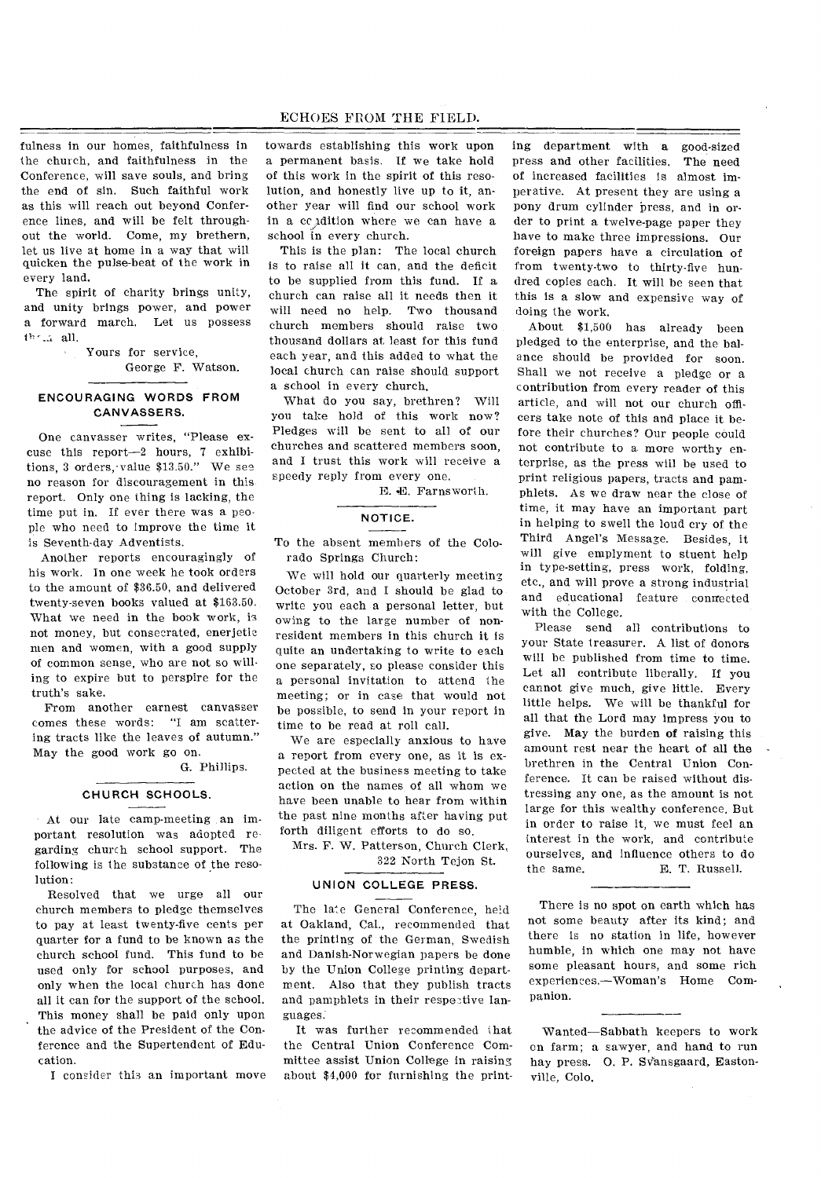fulness in our homes, faithfulness in the church, and faithfulness in the Conference, will save souls, and bring the end of sin. Such faithful work as this will reach out beyond Conference lines, and will be felt throughout the world. Come, my brethern, let us live at home in a way that will quicken the pulse-beat of the work in every land.

The spirit of charity brings unity, and unity brings power, and power a forward march. Let us possess them all.

Yours for service,
George F. Watson.

## ENCOURAGING WORDS FROM CANVASSERS.

One canvasser writes, "Please excuse this report—2 hours, 7 exhibitions, 3 orders, value $13.50." We see no reason for discouragement in this report. Only one thing is lacking, the time put in. If ever there was a people who need to improve the time it is Seventh-day Adventists.

Another reports encouragingly of his work. In one week he took orders to the amount of $36.50, and delivered twenty-seven books valued at $163.50. What we need in the book work, is not money, but consecrated, enerjetic men and women, with a good supply of common sense, who are not so willing to expire but to perspire for the truth's sake.

From another earnest canvasser comes these words: "I am scattering tracts like the leaves of autumn." May the good work go on.

G. Phillips.

## CHURCH SCHOOLS.

At our late camp-meeting an important resolution was adopted regarding church school support. The following is the substance of the resolution:

Resolved that we urge all our church members to pledge themselves to pay at least twenty-five cents per quarter for a fund to be known as the church school fund. This fund to be used only for school purposes, and only when the local church has done all it can for the support of the school. This money shall be paid only upon the advice of the President of the Conference and the Supertendent of Education.

I consider this an important move towards establishing this work upon a permanent basis. If we take hold of this work in the spirit of this resolution, and honestly live up to it, another year will find our school work in a condition where we can have a school in every church.

This is the plan: The local church is to raise all it can, and the deficit to be supplied from this fund. If a church can raise all it needs then it will need no help. Two thousand church members should raise two thousand dollars at least for this fund each year, and this added to what the local church can raise should support a school in every church.

What do you say, brethren? Will you take hold of this work now? Pledges will be sent to all of our churches and scattered members soon, and I trust this work will receive a speedy reply from every one.

E. E. Farnsworth.

## NOTICE.

To the absent members of the Colorado Springs Church:

We will hold our quarterly meeting October 3rd, and I should be glad to write you each a personal letter, but owing to the large number of nonresident members in this church it is quite an undertaking to write to each one separately, so please consider this a personal invitation to attend the meeting; or in case that would not be possible, to send in your report in time to be read at roll call.

We are especially anxious to have a report from every one, as it is expected at the business meeting to take action on the names of all whom we have been unable to hear from within the past nine months after having put forth diligent efforts to do so.

Mrs. F. W. Patterson, Church Clerk,
322 North Tejon St.

## UNION COLLEGE PRESS.

The late General Conference, held at Oakland, Cal., recommended that the printing of the German, Swedish and Danish-Norwegian papers be done by the Union College printing department. Also that they publish tracts and pamphlets in their respective languages.

It was further recommended that the Central Union Conference Committee assist Union College in raising about $4,000 for furnishing the printing department with a good-sized press and other facilities. The need of increased facilities is almost imperative. At present they are using a pony drum cylinder press, and in order to print a twelve-page paper they have to make three impressions. Our foreign papers have a circulation of from twenty-two to thirty-five hundred copies each. It will be seen that this is a slow and expensive way of doing the work.

About $1,500 has already been pledged to the enterprise, and the balance should be provided for soon. Shall we not receive a pledge or a contribution from every reader of this article, and will not our church officers take note of this and place it before their churches? Our people could not contribute to a more worthy enterprise, as the press will be used to print religious papers, tracts and pamphlets. As we draw near the close of time, it may have an important part in helping to swell the loud cry of the Third Angel's Message. Besides, it will give emplyment to stuent help in type-setting, press work, folding, etc., and will prove a strong industrial and educational feature connected with the College.

Please send all contributions to your State treasurer. A list of donors will be published from time to time. Let all contribute liberally. If you cannot give much, give little. Every little helps. We will be thankful for all that the Lord may impress you to give. May the burden of raising this amount rest near the heart of all the brethren in the Central Union Conference. It can be raised without distressing any one, as the amount is not large for this wealthy conference. But in order to raise it, we must feel an interest in the work, and contribute ourselves, and influence others to do the same.

E. T. Russell.

---

There is no spot on earth which has not some beauty after its kind; and there is no station in life, however humble, in which one may not have some pleasant hours, and some rich experiences.—Woman's Home Companion.

---

Wanted—Sabbath keepers to work on farm; a sawyer, and hand to run hay press. O. P. Svansgaard, Eastonville, Colo.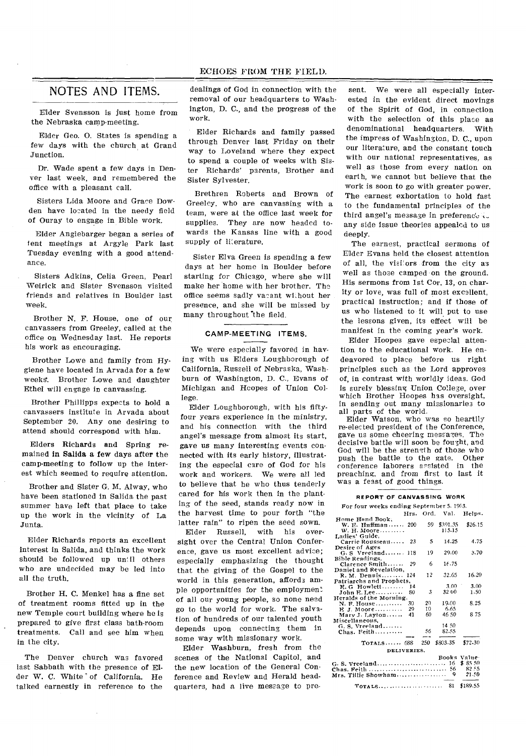## NOTES AND ITEMS.

Elder Svensson is just home from the Nebraska camp-meeting.

Elder Geo. O. States is spending a few days with the church at Grand Junction.

Dr. Wade spent a few days in Denver last week, and remembered the office with a pleasant call.

Sisters Lida Moore and Grace Dowden have located in the needy field of Ouray to engage in Bible work.

Elder Anglebarger began a series of tent meetings at Argyle Park last Tuesday evening with a good attendance.

Sisters Adkins, Celia Green, Pearl Weirick and Sister Svensson visited friends and relatives in Boulder last week.

Brother N. F. House, one of our canvassers from Greeley, called at the office on Wednesday last. He reports his work as encouraging.

Brother Lowe and family from Hygiene have located in Arvada for a few weeks. Brother Lowe and daughter Ethel will engage in canvassing.

Brother Phillipps expects to hold a canvassers institute in Arvada about September 20. Any one desiring to attend should correspond with him.

Elders Richards and Spring remained in Salida a few days after the camp-meeting to follow up the interest which seemed to require attention.

Brother and Sister G. M. Alway, who have been stationed in Salida the past summer have left that place to take up the work in the vicinity of La Junta.

Elder Richards reports an excellent interest in Salida, and thinks the work should be followed up until others who are undecided may be led into all the truth.

Brother H. C. Menkel has a fine set of treatment rooms fitted up in the new Temple court building where he is prepared to give first class bath-room treatments. Call and see him when in the city.

The Denver church was favored last Sabbath with the presence of Elder W. C. White of California. He talked earnestly in reference to the dealings of God in connection with the removal of our headquarters to Washington, D. C., and the progress of the work.

Elder Richards and family passed through Denver last Friday on their way to Loveland where they expect to spend a couple of weeks with Sister Richards' parents, Brother and Sister Sylvester.

Brethren Roberts and Brown of Greeley, who are canvassing with a team, were at the office last week for supplies. They are now headed towards the Kansas line with a good supply of literature.

Sister Elva Green is spending a few days at her home in Boulder before starting for Chicago, where she will make her home with her brother. The office seems sadly vacant without her presence, and she will be missed by many throughout the field.

### CAMP-MEETING ITEMS.

We were especially favored in having with us Elders Loughborough of California, Russell of Nebraska, Washburn of Washington, D. C., Evans of Michigan and Hoopes of Union College.

Elder Loughborough, with his fifty-four years experience in the ministry, and his connection with the third angel's message from almost its start, gave us many interesting events connected with its early history, illustrating the especial care of God for his work and workers. We were all led to believe that he who thus tenderly cared for his work then in the planting of the seed, stands ready now in the harvest time to pour forth "the latter rain" to ripen the seed sown.

Elder Russell, with his oversight over the Central Union Conference, gave us most excellent advice; especially emphasizing the thought that the giving of the Gospel to the world in this generation, affords ample opportunities for the employment of all our young people, so none need go to the world for work. The salvation of hundreds of our talented youth depends upon connecting them in some way with missionary work.

Elder Washburn, fresh from the scenes of the National Capitol, and the new location of the General Conference and Review and Herald headquarters, had a live message to present. We were all especially interested in the evident direct movings of the Spirit of God, in connection with the selection of this place as denominational headquarters. With the impress of Washington, D. C., upon our literature, and the constant touch with our national representatives, as well as those from every nation on earth, we cannot but believe that the work is soon to go with greater power. The earnest exhortation to hold fast to the fundamental principles of the third angel's message in preference to any side issue theories appealed to us deeply.

The earnest, practical sermons of Elder Evans held the closest attention of all, the visitors from the city as well as those camped on the ground. His sermons from 1st Cor. 13, on charity or love, was full of most excellent, practical instruction; and if those of us who listened to it will put to use the lessons given, its effect will be manifest in the coming year's work.

Elder Hoopes gave especial attention to the educational work. He endeavored to place before us right principles such as the Lord approves of, in contrast with worldly ideas. God is surely blessing Union College, over which Brother Hoopes has oversight, in sending out many missionaries to all parts of the world.

Elder Watson, who was so heartily re-elected president of the Conference, gave us some cheering messages. The decisive battle will soon be fought, and God will be the strength of those who push the battle to the gate. Other conference laborers assisted in the preaching, and from first to last it was a feast of good things.

### REPORT OF CANVASSING WORK

For four weeks ending September 5, 1903.

| | Hrs. | Ord. | Val. | Helps. |
|---|---|---|---|---|
| Home Hand Book, | | | | |
| W. E. Huffman | 200 | 59 | $391.35 | $26.15 |
| W. H. Moore | | | 115.15 | |
| Ladies' Guide, | | | | |
| Carrie Rousseau | 23 | 5 | 14.25 | 4.75 |
| Desire of Ages | | | | |
| G. S. Vreeland | 118 | 19 | 29.00 | 3.70 |
| Bible Readings, | | | | |
| Clarence Smith | 29 | 6 | 16.75 | |
| Daniel and Revelation, | | | | |
| R. M. Dennis | 124 | 12 | 32.65 | 16.20 |
| Patriarchs and Prophets, | | | | |
| E. G. Howlett | 14 | | 3.00 | 3.00 |
| John E. Lee | 80 | 3 | 32.00 | 1.50 |
| Heralds of the Morning, | | | | |
| N. F. House | 30 | 20 | 19.00 | 8.25 |
| E. J. Moore | 29 | 10 | 6.65 | |
| Mary J. Layton | 41 | 60 | 46.50 | 8.75 |
| Miscellaneous, | | | | |
| G. S. Vreeland | | | 14.50 | |
| Chas. Feith | | 56 | 82.55 | |
| TOTALS | 688 | 250 | $803.35 | $72.30 |

DELIVERIES.

| | Books | Value |
|---|---|---|
| G. S. Vreeland | 16 | $85.50 |
| Chas. Feith | 56 | 82.55 |
| Mrs. Tillie Showham | 9 | 21.50 |
| TOTALS | 81 | $189.55 |